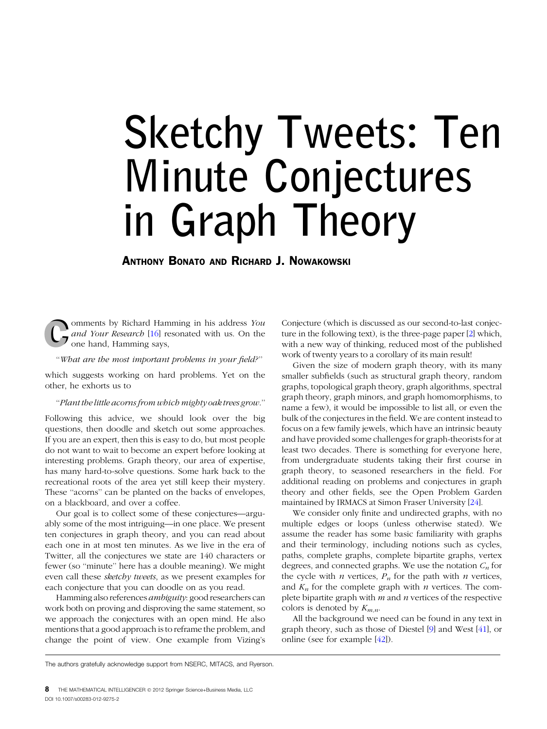# Sketchy Tweets: Ten Minute Conjectures in Graph Theory

**Anthony Bonato and Richard J. Nowakowski**

Comments by Richard Hamming in his address *You and Your Research* [16] resonated with us. On the one hand, Hamming says,

"*What are the most important problems in your field?*"

which suggests working on hard problems. Yet on the other, he exhorts us to

"*Plant the little acorns from which mighty oak trees grow.*"

Following this advice, we should look over the big questions, then doodle and sketch out some approaches. If you are an expert, then this is easy to do, but most people do not want to wait to become an expert before looking at interesting problems. Graph theory, our area of expertise, has many hard-to-solve questions. Some hark back to the recreational roots of the area yet still keep their mystery. These "acorns" can be planted on the backs of envelopes, on a blackboard, and over a coffee.

Our goal is to collect some of these conjectures—arguably some of the most intriguing—in one place. We present ten conjectures in graph theory, and you can read about each one in at most ten minutes. As we live in the era of Twitter, all the conjectures we state are 140 characters or fewer (so "minute" here has a double meaning). We might even call these *sketchy tweets*, as we present examples for each conjecture that you can doodle on as you read.

Hamming also references *ambiguity*: good researchers can work both on proving and disproving the same statement, so we approach the conjectures with an open mind. He also mentions that a good approach is to reframe the problem, and change the point of view. One example from Vizing's Conjecture (which is discussed as our second-to-last conjecture in the following text), is the three-page paper [2] which, with a new way of thinking, reduced most of the published work of twenty years to a corollary of its main result!

Given the size of modern graph theory, with its many smaller subfields (such as structural graph theory, random graphs, topological graph theory, graph algorithms, spectral graph theory, graph minors, and graph homomorphisms, to name a few), it would be impossible to list all, or even the bulk of the conjectures in the field. We are content instead to focus on a few family jewels, which have an intrinsic beauty and have provided some challenges for graph-theorists for at least two decades. There is something for everyone here, from undergraduate students taking their first course in graph theory, to seasoned researchers in the field. For additional reading on problems and conjectures in graph theory and other fields, see the Open Problem Garden maintained by IRMACS at Simon Fraser University [24].

We consider only finite and undirected graphs, with no multiple edges or loops (unless otherwise stated). We assume the reader has some basic familiarity with graphs and their terminology, including notions such as cycles, paths, complete graphs, complete bipartite graphs, vertex degrees, and connected graphs. We use the notation $C_n$ for the cycle with $n$ vertices, $P_n$ for the path with $n$ vertices, and $K_n$ for the complete graph with $n$ vertices. The complete bipartite graph with $m$ and $n$ vertices of the respective colors is denoted by $K_{m,n}$.

All the background we need can be found in any text in graph theory, such as those of Diestel [9] and West [41], or online (see for example [42]).

The authors gratefully acknowledge support from NSERC, MITACS, and Ryerson.

DOI 10.1007/s00283-012-9275-2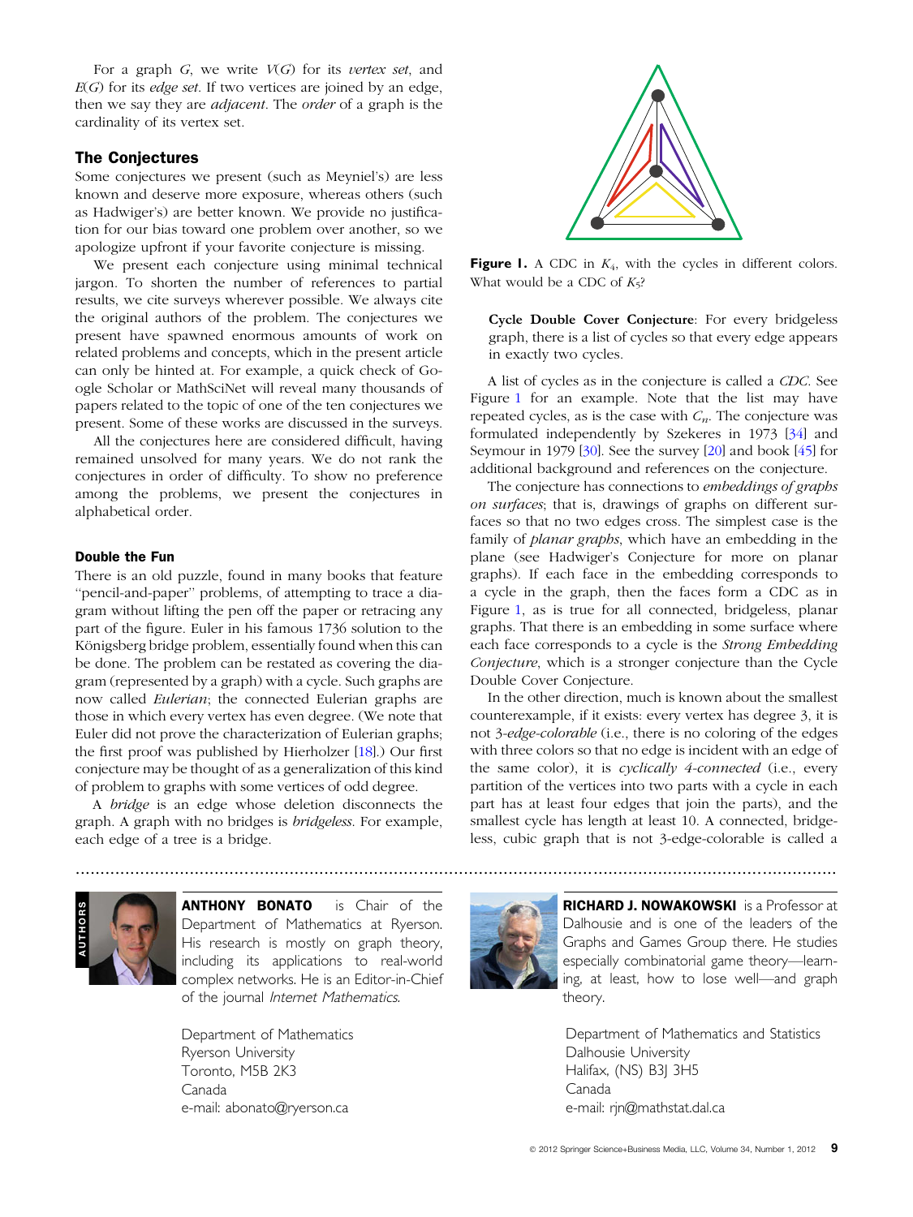For a graph $G$, we write $V(G)$ for its *vertex set*, and $E(G)$ for its *edge set*. If two vertices are joined by an edge, then we say they are *adjacent*. The *order* of a graph is the cardinality of its vertex set.

## The Conjectures

Some conjectures we present (such as Meyniel's) are less known and deserve more exposure, whereas others (such as Hadwiger's) are better known. We provide no justification for our bias toward one problem over another, so we apologize upfront if your favorite conjecture is missing.

We present each conjecture using minimal technical jargon. To shorten the number of references to partial results, we cite surveys wherever possible. We always cite the original authors of the problem. The conjectures we present have spawned enormous amounts of work on related problems and concepts, which in the present article can only be hinted at. For example, a quick check of Google Scholar or MathSciNet will reveal many thousands of papers related to the topic of one of the ten conjectures we present. Some of these works are discussed in the surveys.

All the conjectures here are considered difficult, having remained unsolved for many years. We do not rank the conjectures in order of difficulty. To show no preference among the problems, we present the conjectures in alphabetical order.

### Double the Fun

There is an old puzzle, found in many books that feature "pencil-and-paper" problems, of attempting to trace a diagram without lifting the pen off the paper or retracing any part of the figure. Euler in his famous 1736 solution to the Königsberg bridge problem, essentially found when this can be done. The problem can be restated as covering the diagram (represented by a graph) with a cycle. Such graphs are now called *Eulerian*; the connected Eulerian graphs are those in which every vertex has even degree. (We note that Euler did not prove the characterization of Eulerian graphs; the first proof was published by Hierholzer [18].) Our first conjecture may be thought of as a generalization of this kind of problem to graphs with some vertices of odd degree.

A *bridge* is an edge whose deletion disconnects the graph. A graph with no bridges is *bridgeless*. For example, each edge of a tree is a bridge.

**Figure 1.** A CDC in $K_4$, with the cycles in different colors. What would be a CDC of $K_5$?

**Cycle Double Cover Conjecture**: For every bridgeless graph, there is a list of cycles so that every edge appears in exactly two cycles.

A list of cycles as in the conjecture is called a *CDC*. See Figure 1 for an example. Note that the list may have repeated cycles, as is the case with $C_n$. The conjecture was formulated independently by Szekeres in 1973 [34] and Seymour in 1979 [30]. See the survey [20] and book [45] for additional background and references on the conjecture.

The conjecture has connections to *embeddings of graphs on surfaces*; that is, drawings of graphs on different surfaces so that no two edges cross. The simplest case is the family of *planar graphs*, which have an embedding in the plane (see Hadwiger's Conjecture for more on planar graphs). If each face in the embedding corresponds to a cycle in the graph, then the faces form a CDC as in Figure 1, as is true for all connected, bridgeless, planar graphs. That there is an embedding in some surface where each face corresponds to a cycle is the *Strong Embedding Conjecture*, which is a stronger conjecture than the Cycle Double Cover Conjecture.

In the other direction, much is known about the smallest counterexample, if it exists: every vertex has degree 3, it is not *3-edge-colorable* (i.e., there is no coloring of the edges with three colors so that no edge is incident with an edge of the same color), it is *cyclically 4-connected* (i.e., every partition of the vertices into two parts with a cycle in each part has at least four edges that join the parts), and the smallest cycle has length at least 10. A connected, bridgeless, cubic graph that is not 3-edge-colorable is called a

**ANTHONY BONATO** is Chair of the Department of Mathematics at Ryerson. His research is mostly on graph theory, including its applications to real-world complex networks. He is an Editor-in-Chief of the journal *Internet Mathematics.*

Department of Mathematics
Ryerson University
Toronto, M5B 2K3
Canada
e-mail: abonato@ryerson.ca

**RICHARD J. NOWAKOWSKI** is a Professor at Dalhousie and is one of the leaders of the Graphs and Games Group there. He studies especially combinatorial game theory—learning, at least, how to lose well—and graph theory.

Department of Mathematics and Statistics
Dalhousie University
Halifax, (NS) B3J 3H5
Canada
e-mail: rjn@mathstat.dal.ca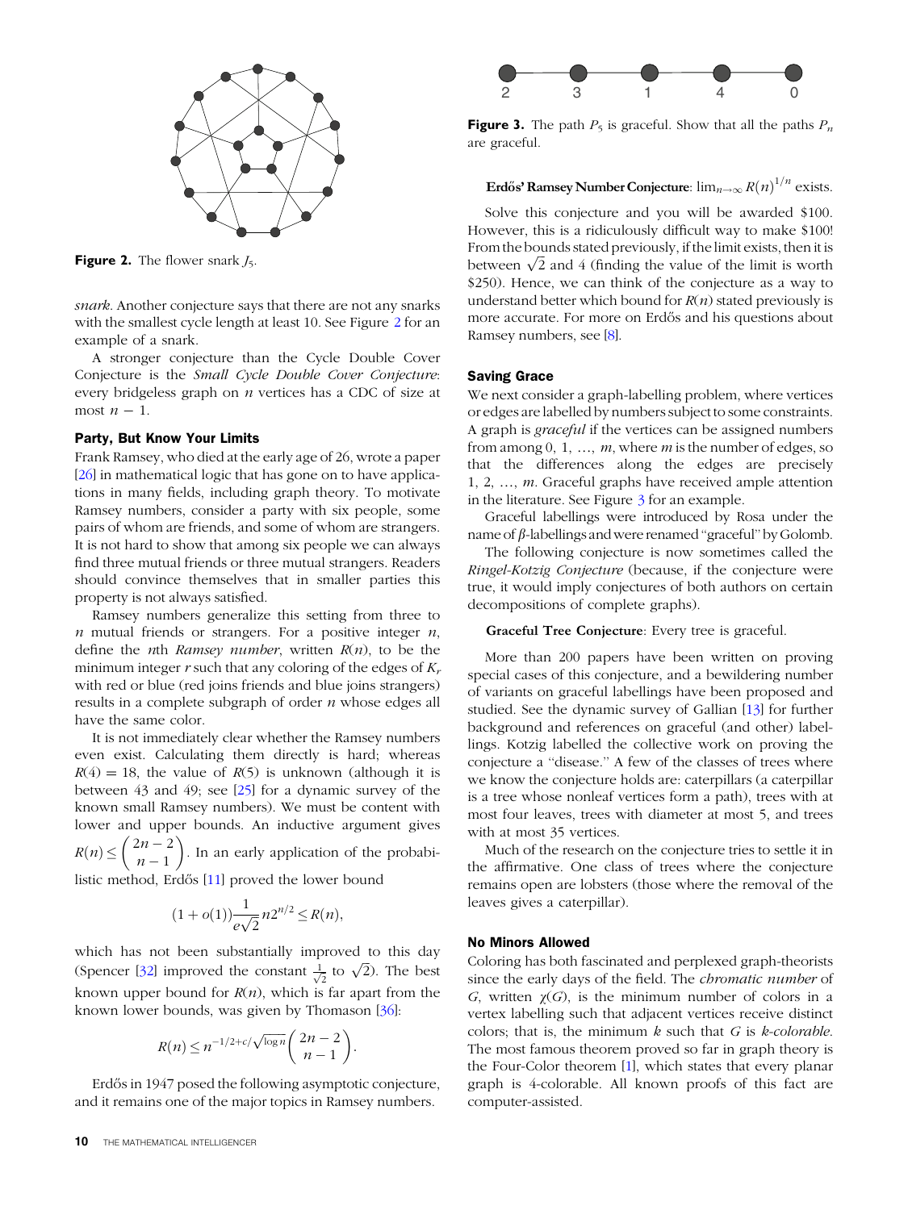Figure 2. The flower snark $J_5$.

*snark*. Another conjecture says that there are not any snarks with the smallest cycle length at least 10. See Figure 2 for an example of a snark.

A stronger conjecture than the Cycle Double Cover Conjecture is the *Small Cycle Double Cover Conjecture*: every bridgeless graph on $n$ vertices has a CDC of size at most $n - 1$.

### Party, But Know Your Limits

Frank Ramsey, who died at the early age of 26, wrote a paper [26] in mathematical logic that has gone on to have applications in many fields, including graph theory. To motivate Ramsey numbers, consider a party with six people, some pairs of whom are friends, and some of whom are strangers. It is not hard to show that among six people we can always find three mutual friends or three mutual strangers. Readers should convince themselves that in smaller parties this property is not always satisfied.

Ramsey numbers generalize this setting from three to $n$ mutual friends or strangers. For a positive integer $n$, define the *n*th *Ramsey number*, written $R(n)$, to be the minimum integer $r$ such that any coloring of the edges of $K_r$ with red or blue (red joins friends and blue joins strangers) results in a complete subgraph of order $n$ whose edges all have the same color.

It is not immediately clear whether the Ramsey numbers even exist. Calculating them directly is hard; whereas $R(4) = 18$, the value of $R(5)$ is unknown (although it is between 43 and 49; see [25] for a dynamic survey of the known small Ramsey numbers). We must be content with lower and upper bounds. An inductive argument gives $R(n) \leq \binom{2n-2}{n-1}$. In an early application of the probabilistic method, Erdős [11] proved the lower bound

$$(1 + o(1))\frac{1}{e\sqrt{2}}n2^{n/2} \leq R(n),$$

which has not been substantially improved to this day (Spencer [32] improved the constant $\frac{1}{\sqrt{2}}$ to $\sqrt{2}$). The best known upper bound for $R(n)$, which is far apart from the known lower bounds, was given by Thomason [36]:

$$R(n) \leq n^{-1/2+c/\sqrt{\log n}}\binom{2n-2}{n-1}.$$

Erdős in 1947 posed the following asymptotic conjecture, and it remains one of the major topics in Ramsey numbers.

Figure 3. The path $P_5$ is graceful. Show that all the paths $P_n$ are graceful.

**Erdős' Ramsey Number Conjecture**: $\lim_{n\to\infty} R(n)^{1/n}$ exists.

Solve this conjecture and you will be awarded \$100. However, this is a ridiculously difficult way to make \$100! From the bounds stated previously, if the limit exists, then it is between $\sqrt{2}$ and 4 (finding the value of the limit is worth \$250). Hence, we can think of the conjecture as a way to understand better which bound for $R(n)$ stated previously is more accurate. For more on Erdős and his questions about Ramsey numbers, see [8].

### Saving Grace

We next consider a graph-labelling problem, where vertices or edges are labelled by numbers subject to some constraints. A graph is *graceful* if the vertices can be assigned numbers from among 0, 1, ..., $m$, where $m$ is the number of edges, so that the differences along the edges are precisely 1, 2, ..., $m$. Graceful graphs have received ample attention in the literature. See Figure 3 for an example.

Graceful labellings were introduced by Rosa under the name of $\beta$-labellings and were renamed "graceful" by Golomb.

The following conjecture is now sometimes called the *Ringel-Kotzig Conjecture* (because, if the conjecture were true, it would imply conjectures of both authors on certain decompositions of complete graphs).

**Graceful Tree Conjecture**: Every tree is graceful.

More than 200 papers have been written on proving special cases of this conjecture, and a bewildering number of variants on graceful labellings have been proposed and studied. See the dynamic survey of Gallian [13] for further background and references on graceful (and other) labellings. Kotzig labelled the collective work on proving the conjecture a "disease." A few of the classes of trees where we know the conjecture holds are: caterpillars (a caterpillar is a tree whose nonleaf vertices form a path), trees with at most four leaves, trees with diameter at most 5, and trees with at most 35 vertices.

Much of the research on the conjecture tries to settle it in the affirmative. One class of trees where the conjecture remains open are lobsters (those where the removal of the leaves gives a caterpillar).

### No Minors Allowed

Coloring has both fascinated and perplexed graph-theorists since the early days of the field. The *chromatic number* of $G$, written $\chi(G)$, is the minimum number of colors in a vertex labelling such that adjacent vertices receive distinct colors; that is, the minimum $k$ such that $G$ is *k-colorable*. The most famous theorem proved so far in graph theory is the Four-Color theorem [1], which states that every planar graph is 4-colorable. All known proofs of this fact are computer-assisted.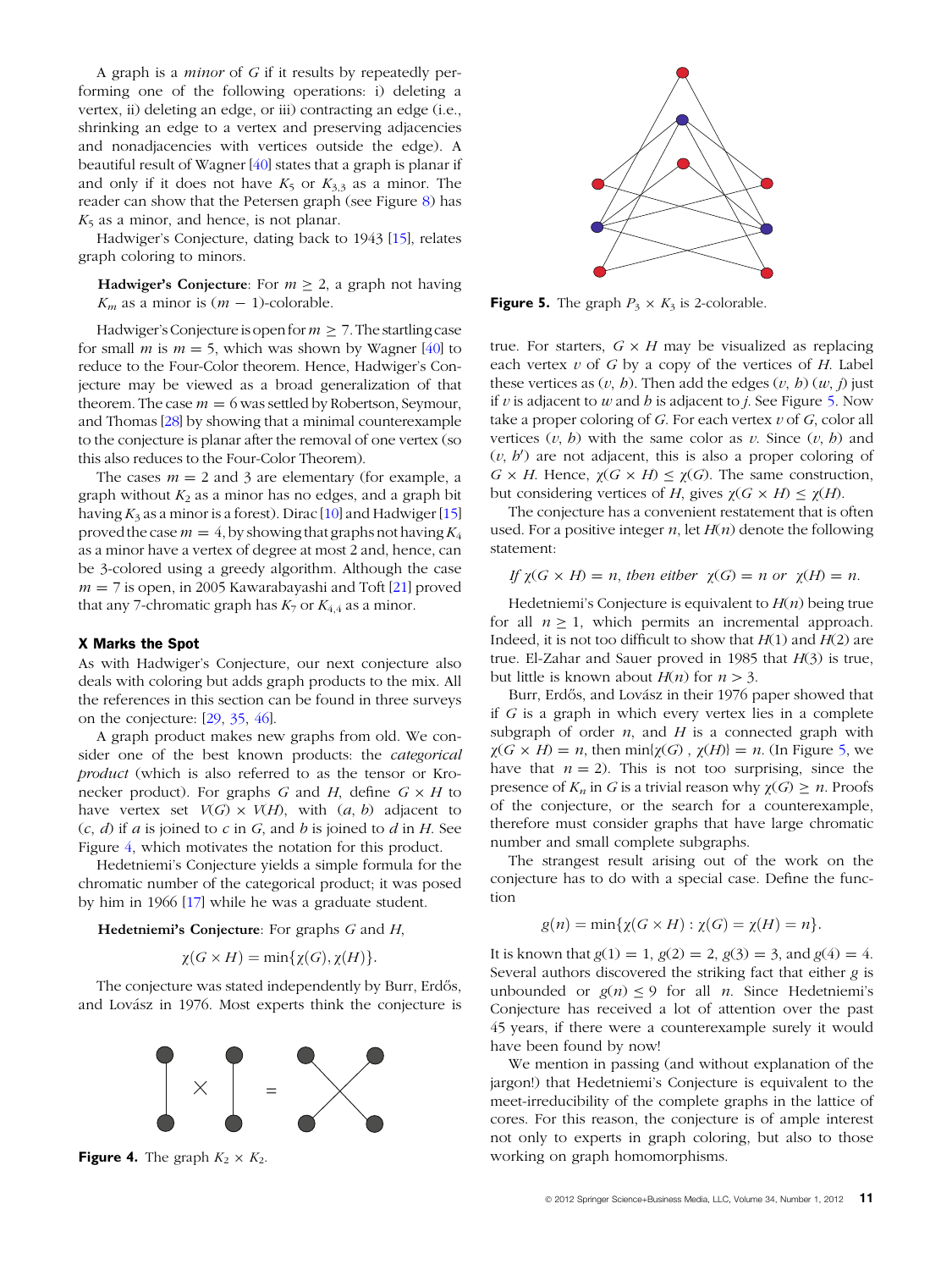A graph is a *minor* of $G$ if it results by repeatedly performing one of the following operations: i) deleting a vertex, ii) deleting an edge, or iii) contracting an edge (i.e., shrinking an edge to a vertex and preserving adjacencies and nonadjacencies with vertices outside the edge). A beautiful result of Wagner [40] states that a graph is planar if and only if it does not have $K_5$ or $K_{3,3}$ as a minor. The reader can show that the Petersen graph (see Figure 8) has $K_5$ as a minor, and hence, is not planar.

Hadwiger's Conjecture, dating back to 1943 [15], relates graph coloring to minors.

**Hadwiger's Conjecture**: For $m \geq 2$, a graph not having $K_m$ as a minor is $(m-1)$-colorable.

Hadwiger's Conjecture is open for $m \geq 7$. The startling case for small $m$ is $m = 5$, which was shown by Wagner [40] to reduce to the Four-Color theorem. Hence, Hadwiger's Conjecture may be viewed as a broad generalization of that theorem. The case $m = 6$ was settled by Robertson, Seymour, and Thomas [28] by showing that a minimal counterexample to the conjecture is planar after the removal of one vertex (so this also reduces to the Four-Color Theorem).

The cases $m = 2$ and 3 are elementary (for example, a graph without $K_2$ as a minor has no edges, and a graph bit having $K_3$ as a minor is a forest). Dirac [10] and Hadwiger [15] proved the case $m = 4$, by showing that graphs not having $K_4$ as a minor have a vertex of degree at most 2 and, hence, can be 3-colored using a greedy algorithm. Although the case $m = 7$ is open, in 2005 Kawarabayashi and Toft [21] proved that any 7-chromatic graph has $K_7$ or $K_{4,4}$ as a minor.

### X Marks the Spot

As with Hadwiger's Conjecture, our next conjecture also deals with coloring but adds graph products to the mix. All the references in this section can be found in three surveys on the conjecture: [29, 35, 46].

A graph product makes new graphs from old. We consider one of the best known products: the *categorical product* (which is also referred to as the tensor or Kronecker product). For graphs $G$ and $H$, define $G \times H$ to have vertex set $V(G) \times V(H)$, with $(a, b)$ adjacent to $(c, d)$ if $a$ is joined to $c$ in $G$, and $b$ is joined to $d$ in $H$. See Figure 4, which motivates the notation for this product.

Hedetniemi's Conjecture yields a simple formula for the chromatic number of the categorical product; it was posed by him in 1966 [17] while he was a graduate student.

**Hedetniemi's Conjecture**: For graphs $G$ and $H$,

$$\chi(G \times H) = \min\{\chi(G), \chi(H)\}.$$

The conjecture was stated independently by Burr, Erdős, and Lovász in 1976. Most experts think the conjecture is

**Figure 4.** The graph $K_2 \times K_2$.

**Figure 5.** The graph $P_3 \times K_3$ is 2-colorable.

true. For starters, $G \times H$ may be visualized as replacing each vertex $v$ of $G$ by a copy of the vertices of $H$. Label these vertices as $(v, b)$. Then add the edges $(v, b)$ $(w, j)$ just if $v$ is adjacent to $w$ and $b$ is adjacent to $j$. See Figure 5. Now take a proper coloring of $G$. For each vertex $v$ of $G$, color all vertices $(v, b)$ with the same color as $v$. Since $(v, b)$ and $(v, b')$ are not adjacent, this is also a proper coloring of $G \times H$. Hence, $\chi(G \times H) \leq \chi(G)$. The same construction, but considering vertices of $H$, gives $\chi(G \times H) \leq \chi(H)$.

The conjecture has a convenient restatement that is often used. For a positive integer $n$, let $H(n)$ denote the following statement:

*If* $\chi(G \times H) = n$, *then either* $\chi(G) = n$ *or* $\chi(H) = n$.

Hedetniemi's Conjecture is equivalent to $H(n)$ being true for all $n \geq 1$, which permits an incremental approach. Indeed, it is not too difficult to show that $H(1)$ and $H(2)$ are true. El-Zahar and Sauer proved in 1985 that $H(3)$ is true, but little is known about $H(n)$ for $n > 3$.

Burr, Erdős, and Lovász in their 1976 paper showed that if $G$ is a graph in which every vertex lies in a complete subgraph of order $n$, and $H$ is a connected graph with $\chi(G \times H) = n$, then $\min\{\chi(G), \chi(H)\} = n$. (In Figure 5, we have that $n = 2$). This is not too surprising, since the presence of $K_n$ in $G$ is a trivial reason why $\chi(G) \geq n$. Proofs of the conjecture, or the search for a counterexample, therefore must consider graphs that have large chromatic number and small complete subgraphs.

The strangest result arising out of the work on the conjecture has to do with a special case. Define the function

$$g(n) = \min\{\chi(G \times H) : \chi(G) = \chi(H) = n\}.$$

It is known that $g(1) = 1$, $g(2) = 2$, $g(3) = 3$, and $g(4) = 4$. Several authors discovered the striking fact that either $g$ is unbounded or $g(n) \leq 9$ for all $n$. Since Hedetniemi's Conjecture has received a lot of attention over the past 45 years, if there were a counterexample surely it would have been found by now!

We mention in passing (and without explanation of the jargon!) that Hedetniemi's Conjecture is equivalent to the meet-irreducibility of the complete graphs in the lattice of cores. For this reason, the conjecture is of ample interest not only to experts in graph coloring, but also to those working on graph homomorphisms.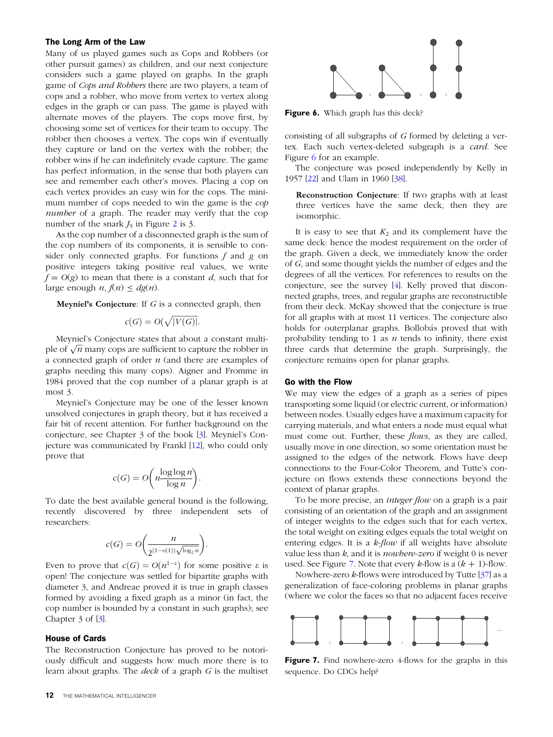### The Long Arm of the Law

Many of us played games such as Cops and Robbers (or other pursuit games) as children, and our next conjecture considers such a game played on graphs. In the graph game of *Cops and Robbers* there are two players, a team of cops and a robber, who move from vertex to vertex along edges in the graph or can pass. The game is played with alternate moves of the players. The cops move first, by choosing some set of vertices for their team to occupy. The robber then chooses a vertex. The cops win if eventually they capture or land on the vertex with the robber; the robber wins if he can indefinitely evade capture. The game has perfect information, in the sense that both players can see and remember each other's moves. Placing a cop on each vertex provides an easy win for the cops. The minimum number of cops needed to win the game is the *cop number* of a graph. The reader may verify that the cop number of the snark $J_5$ in Figure 2 is 3.

As the cop number of a disconnected graph is the sum of the cop numbers of its components, it is sensible to consider only connected graphs. For functions $f$ and $g$ on positive integers taking positive real values, we write $f = O(g)$ to mean that there is a constant $d$, such that for large enough $n$, $f(n) \leq dg(n)$.

**Meyniel's Conjecture**: If $G$ is a connected graph, then

$$c(G) = O(\sqrt{|V(G)|}.$$

Meyniel's Conjecture states that about a constant multiple of $\sqrt{n}$ many cops are sufficient to capture the robber in a connected graph of order $n$ (and there are examples of graphs needing this many cops). Aigner and Fromme in 1984 proved that the cop number of a planar graph is at most 3.

Meyniel's Conjecture may be one of the lesser known unsolved conjectures in graph theory, but it has received a fair bit of recent attention. For further background on the conjecture, see Chapter 3 of the book [3]. Meyniel's Conjecture was communicated by Frankl [12], who could only prove that

$$c(G) = O\left(n \frac{\log \log n}{\log n}\right).$$

To date the best available general bound is the following, recently discovered by three independent sets of researchers:

$$c(G) = O\left(\frac{n}{2^{(1-o(1))\sqrt{\log_2 n}}}\right).$$

Even to prove that $c(G) = O(n^{1-\varepsilon})$ for some positive $\varepsilon$ is open! The conjecture was settled for bipartite graphs with diameter 3, and Andreae proved it is true in graph classes formed by avoiding a fixed graph as a minor (in fact, the cop number is bounded by a constant in such graphs); see Chapter 3 of [3].

### House of Cards

The Reconstruction Conjecture has proved to be notoriously difficult and suggests how much more there is to learn about graphs. The *deck* of a graph $G$ is the multiset consisting of all subgraphs of $G$ formed by deleting a vertex. Each such vertex-deleted subgraph is a *card*. See Figure 6 for an example.

Figure 6. Which graph has this deck?

The conjecture was posed independently by Kelly in 1957 [22] and Ulam in 1960 [38].

**Reconstruction Conjecture**: If two graphs with at least three vertices have the same deck, then they are isomorphic.

It is easy to see that $K_2$ and its complement have the same deck: hence the modest requirement on the order of the graph. Given a deck, we immediately know the order of $G$, and some thought yields the number of edges and the degrees of all the vertices. For references to results on the conjecture, see the survey [4]. Kelly proved that disconnected graphs, trees, and regular graphs are reconstructible from their deck. McKay showed that the conjecture is true for all graphs with at most 11 vertices. The conjecture also holds for outerplanar graphs. Bollobás proved that with probability tending to 1 as $n$ tends to infinity, there exist three cards that determine the graph. Surprisingly, the conjecture remains open for planar graphs.

### Go with the Flow

We may view the edges of a graph as a series of pipes transporting some liquid (or electric current, or information) between nodes. Usually edges have a maximum capacity for carrying materials, and what enters a node must equal what must come out. Further, these *flows*, as they are called, usually move in one direction, so some orientation must be assigned to the edges of the network. Flows have deep connections to the Four-Color Theorem, and Tutte's conjecture on flows extends these connections beyond the context of planar graphs.

To be more precise, an *integer flow* on a graph is a pair consisting of an orientation of the graph and an assignment of integer weights to the edges such that for each vertex, the total weight on exiting edges equals the total weight on entering edges. It is a *k-flow* if all weights have absolute value less than $k$, and it is *nowhere-zero* if weight 0 is never used. See Figure 7. Note that every $k$-flow is a $(k + 1)$-flow.

Nowhere-zero $k$-flows were introduced by Tutte [37] as a generalization of face-coloring problems in planar graphs (where we color the faces so that no adjacent faces receive

Figure 7. Find nowhere-zero 4-flows for the graphs in this sequence. Do CDCs help?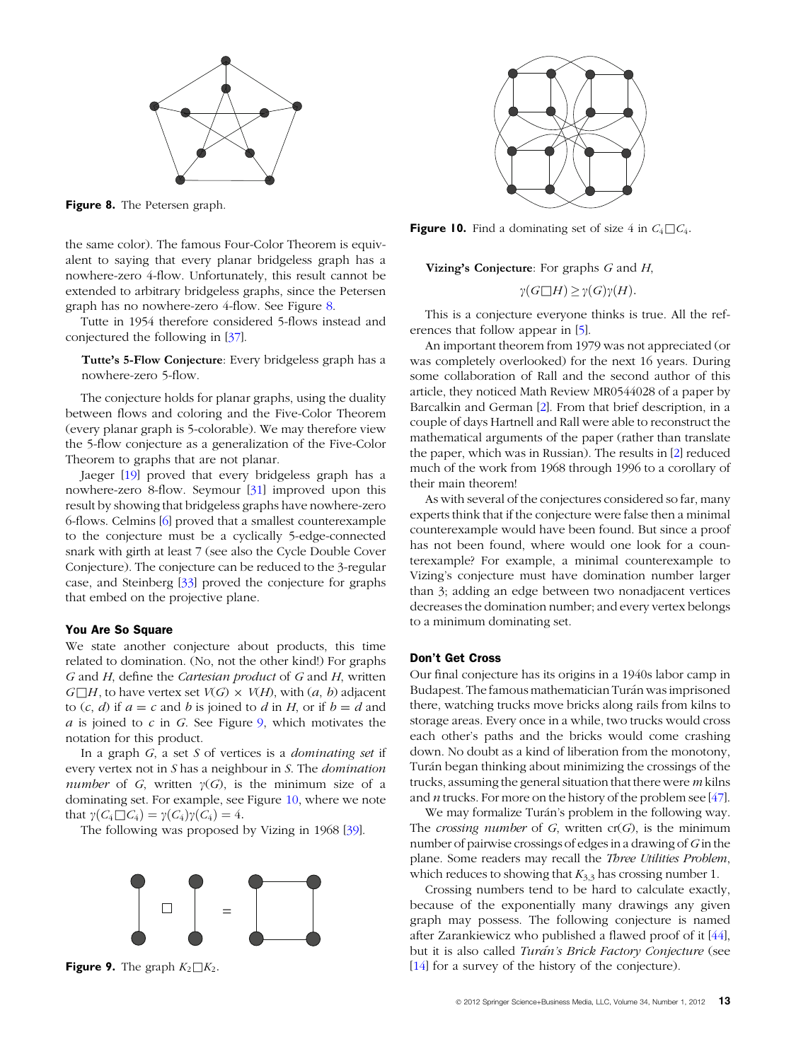Figure 8. The Petersen graph.

the same color). The famous Four-Color Theorem is equivalent to saying that every planar bridgeless graph has a nowhere-zero 4-flow. Unfortunately, this result cannot be extended to arbitrary bridgeless graphs, since the Petersen graph has no nowhere-zero 4-flow. See Figure 8.

Tutte in 1954 therefore considered 5-flows instead and conjectured the following in [37].

> **Tutte's 5-Flow Conjecture**: Every bridgeless graph has a nowhere-zero 5-flow.

The conjecture holds for planar graphs, using the duality between flows and coloring and the Five-Color Theorem (every planar graph is 5-colorable). We may therefore view the 5-flow conjecture as a generalization of the Five-Color Theorem to graphs that are not planar.

Jaeger [19] proved that every bridgeless graph has a nowhere-zero 8-flow. Seymour [31] improved upon this result by showing that bridgeless graphs have nowhere-zero 6-flows. Celmins [6] proved that a smallest counterexample to the conjecture must be a cyclically 5-edge-connected snark with girth at least 7 (see also the Cycle Double Cover Conjecture). The conjecture can be reduced to the 3-regular case, and Steinberg [33] proved the conjecture for graphs that embed on the projective plane.

## You Are So Square

We state another conjecture about products, this time related to domination. (No, not the other kind!) For graphs $G$ and $H$, define the *Cartesian product* of $G$ and $H$, written $G\Box H$, to have vertex set $V(G) \times V(H)$, with $(a, b)$ adjacent to $(c, d)$ if $a = c$ and $b$ is joined to $d$ in $H$, or if $b = d$ and $a$ is joined to $c$ in $G$. See Figure 9, which motivates the notation for this product.

In a graph $G$, a set $S$ of vertices is a *dominating set* if every vertex not in $S$ has a neighbour in $S$. The *domination number* of $G$, written $\gamma(G)$, is the minimum size of a dominating set. For example, see Figure 10, where we note that $\gamma(C_4\Box C_4) = \gamma(C_4)\gamma(C_4) = 4$.

The following was proposed by Vizing in 1968 [39].

Figure 9. The graph $K_2\Box K_2$.

Figure 10. Find a dominating set of size 4 in $C_4\Box C_4$.

> **Vizing's Conjecture**: For graphs $G$ and $H$,
> $$\gamma(G\Box H) \geq \gamma(G)\gamma(H).$$

This is a conjecture everyone thinks is true. All the references that follow appear in [5].

An important theorem from 1979 was not appreciated (or was completely overlooked) for the next 16 years. During some collaboration of Rall and the second author of this article, they noticed Math Review MR0544028 of a paper by Barcalkin and German [2]. From that brief description, in a couple of days Hartnell and Rall were able to reconstruct the mathematical arguments of the paper (rather than translate the paper, which was in Russian). The results in [2] reduced much of the work from 1968 through 1996 to a corollary of their main theorem!

As with several of the conjectures considered so far, many experts think that if the conjecture were false then a minimal counterexample would have been found. But since a proof has not been found, where would one look for a counterexample? For example, a minimal counterexample to Vizing's conjecture must have domination number larger than 3; adding an edge between two nonadjacent vertices decreases the domination number; and every vertex belongs to a minimum dominating set.

## Don't Get Cross

Our final conjecture has its origins in a 1940s labor camp in Budapest. The famous mathematician Turán was imprisoned there, watching trucks move bricks along rails from kilns to storage areas. Every once in a while, two trucks would cross each other's paths and the bricks would come crashing down. No doubt as a kind of liberation from the monotony, Turán began thinking about minimizing the crossings of the trucks, assuming the general situation that there were $m$ kilns and $n$ trucks. For more on the history of the problem see [47].

We may formalize Turán's problem in the following way. The *crossing number* of $G$, written $\mathrm{cr}(G)$, is the minimum number of pairwise crossings of edges in a drawing of $G$ in the plane. Some readers may recall the *Three Utilities Problem*, which reduces to showing that $K_{3,3}$ has crossing number 1.

Crossing numbers tend to be hard to calculate exactly, because of the exponentially many drawings any given graph may possess. The following conjecture is named after Zarankiewicz who published a flawed proof of it [44], but it is also called *Turán's Brick Factory Conjecture* (see [14] for a survey of the history of the conjecture).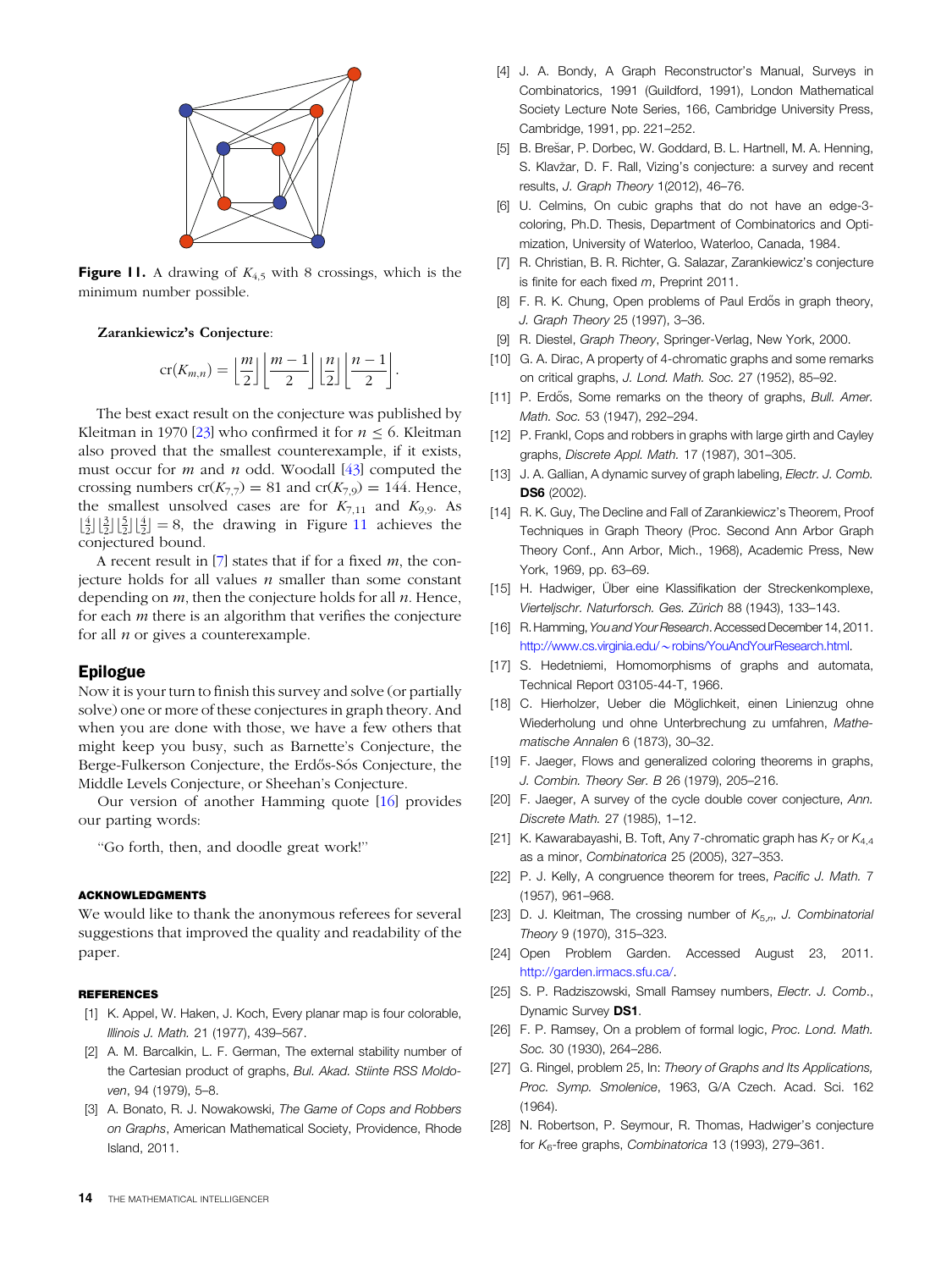**Figure 11.** A drawing of $K_{4,5}$ with 8 crossings, which is the minimum number possible.

**Zarankiewicz's Conjecture**:

$$\operatorname{cr}(K_{m,n}) = \left\lfloor \frac{m}{2} \right\rfloor \left\lfloor \frac{m-1}{2} \right\rfloor \left\lfloor \frac{n}{2} \right\rfloor \left\lfloor \frac{n-1}{2} \right\rfloor.$$

The best exact result on the conjecture was published by Kleitman in 1970 [23] who confirmed it for $n \leq 6$. Kleitman also proved that the smallest counterexample, if it exists, must occur for $m$ and $n$ odd. Woodall [43] computed the crossing numbers $\operatorname{cr}(K_{7,7}) = 81$ and $\operatorname{cr}(K_{7,9}) = 144$. Hence, the smallest unsolved cases are for $K_{7,11}$ and $K_{9,9}$. As $\lfloor \frac{4}{2} \rfloor \lfloor \frac{3}{2} \rfloor \lfloor \frac{5}{2} \rfloor \lfloor \frac{4}{2} \rfloor = 8$, the drawing in Figure 11 achieves the conjectured bound.

A recent result in [7] states that if for a fixed $m$, the conjecture holds for all values $n$ smaller than some constant depending on $m$, then the conjecture holds for all $n$. Hence, for each $m$ there is an algorithm that verifies the conjecture for all $n$ or gives a counterexample.

## Epilogue

Now it is your turn to finish this survey and solve (or partially solve) one or more of these conjectures in graph theory. And when you are done with those, we have a few others that might keep you busy, such as Barnette's Conjecture, the Berge-Fulkerson Conjecture, the Erdős-Sós Conjecture, the Middle Levels Conjecture, or Sheehan's Conjecture.

Our version of another Hamming quote [16] provides our parting words:

"Go forth, then, and doodle great work!"

#### ACKNOWLEDGMENTS

We would like to thank the anonymous referees for several suggestions that improved the quality and readability of the paper.

#### REFERENCES

[1] K. Appel, W. Haken, J. Koch, Every planar map is four colorable, *Illinois J. Math.* 21 (1977), 439–567.

[2] A. M. Barcalkin, L. F. German, The external stability number of the Cartesian product of graphs, *Bul. Akad. Stiinte RSS Moldoven*, 94 (1979), 5–8.

[3] A. Bonato, R. J. Nowakowski, *The Game of Cops and Robbers on Graphs*, American Mathematical Society, Providence, Rhode Island, 2011.

[4] J. A. Bondy, A Graph Reconstructor's Manual, Surveys in Combinatorics, 1991 (Guildford, 1991), London Mathematical Society Lecture Note Series, 166, Cambridge University Press, Cambridge, 1991, pp. 221–252.

[5] B. Brešar, P. Dorbec, W. Goddard, B. L. Hartnell, M. A. Henning, S. Klavžar, D. F. Rall, Vizing's conjecture: a survey and recent results, *J. Graph Theory* 1(2012), 46–76.

[6] U. Celmins, On cubic graphs that do not have an edge-3-coloring, Ph.D. Thesis, Department of Combinatorics and Optimization, University of Waterloo, Waterloo, Canada, 1984.

[7] R. Christian, B. R. Richter, G. Salazar, Zarankiewicz's conjecture is finite for each fixed *m*, Preprint 2011.

[8] F. R. K. Chung, Open problems of Paul Erdős in graph theory, *J. Graph Theory* 25 (1997), 3–36.

[9] R. Diestel, *Graph Theory*, Springer-Verlag, New York, 2000.

[10] G. A. Dirac, A property of 4-chromatic graphs and some remarks on critical graphs, *J. Lond. Math. Soc.* 27 (1952), 85–92.

[11] P. Erdős, Some remarks on the theory of graphs, *Bull. Amer. Math. Soc.* 53 (1947), 292–294.

[12] P. Frankl, Cops and robbers in graphs with large girth and Cayley graphs, *Discrete Appl. Math.* 17 (1987), 301–305.

[13] J. A. Gallian, A dynamic survey of graph labeling, *Electr. J. Comb.* **DS6** (2002).

[14] R. K. Guy, The Decline and Fall of Zarankiewicz's Theorem, Proof Techniques in Graph Theory (Proc. Second Ann Arbor Graph Theory Conf., Ann Arbor, Mich., 1968), Academic Press, New York, 1969, pp. 63–69.

[15] H. Hadwiger, Über eine Klassifikation der Streckenkomplexe, *Vierteljschr. Naturforsch. Ges. Zürich* 88 (1943), 133–143.

[16] R. Hamming, *You and Your Research*. Accessed December 14, 2011. http://www.cs.virginia.edu/~robins/YouAndYourResearch.html.

[17] S. Hedetniemi, Homomorphisms of graphs and automata, Technical Report 03105-44-T, 1966.

[18] C. Hierholzer, Ueber die Möglichkeit, einen Linienzug ohne Wiederholung und ohne Unterbrechung zu umfahren, *Mathematische Annalen* 6 (1873), 30–32.

[19] F. Jaeger, Flows and generalized coloring theorems in graphs, *J. Combin. Theory Ser. B* 26 (1979), 205–216.

[20] F. Jaeger, A survey of the cycle double cover conjecture, *Ann. Discrete Math.* 27 (1985), 1–12.

[21] K. Kawarabayashi, B. Toft, Any 7-chromatic graph has $K_7$ or $K_{4,4}$ as a minor, *Combinatorica* 25 (2005), 327–353.

[22] P. J. Kelly, A congruence theorem for trees, *Pacific J. Math.* 7 (1957), 961–968.

[23] D. J. Kleitman, The crossing number of $K_{5,n}$, *J. Combinatorial Theory* 9 (1970), 315–323.

[24] Open Problem Garden. Accessed August 23, 2011. http://garden.irmacs.sfu.ca/.

[25] S. P. Radziszowski, Small Ramsey numbers, *Electr. J. Comb.*, Dynamic Survey **DS1**.

[26] F. P. Ramsey, On a problem of formal logic, *Proc. Lond. Math. Soc.* 30 (1930), 264–286.

[27] G. Ringel, problem 25, In: *Theory of Graphs and Its Applications, Proc. Symp. Smolenice*, 1963, G/A Czech. Acad. Sci. 162 (1964).

[28] N. Robertson, P. Seymour, R. Thomas, Hadwiger's conjecture for $K_6$-free graphs, *Combinatorica* 13 (1993), 279–361.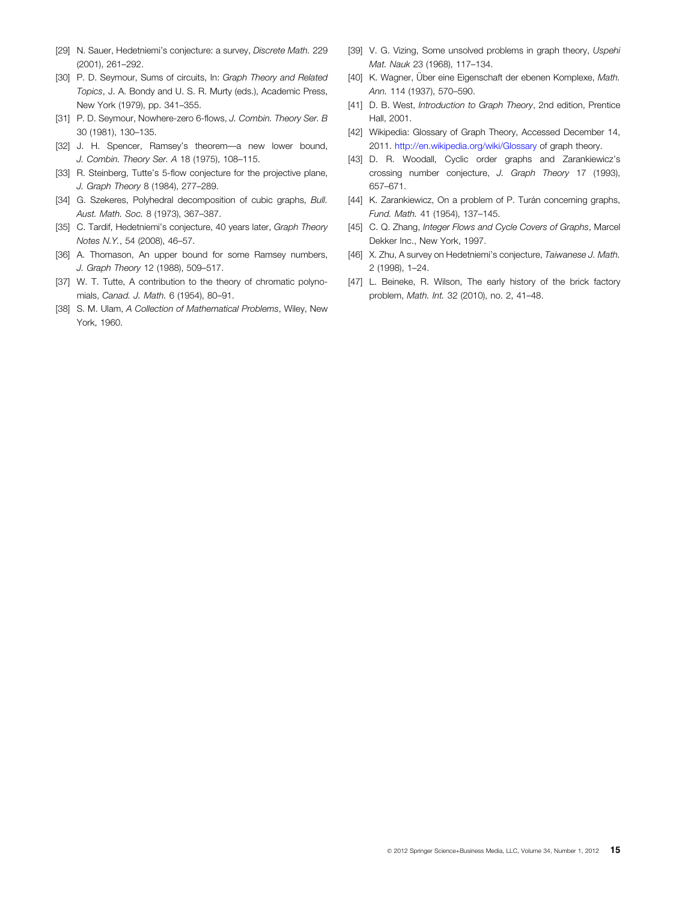[29] N. Sauer, Hedetniemi's conjecture: a survey, *Discrete Math.* 229 (2001), 261–292.

[30] P. D. Seymour, Sums of circuits, In: *Graph Theory and Related Topics*, J. A. Bondy and U. S. R. Murty (eds.), Academic Press, New York (1979), pp. 341–355.

[31] P. D. Seymour, Nowhere-zero 6-flows, *J. Combin. Theory Ser. B* 30 (1981), 130–135.

[32] J. H. Spencer, Ramsey's theorem—a new lower bound, *J. Combin. Theory Ser. A* 18 (1975), 108–115.

[33] R. Steinberg, Tutte's 5-flow conjecture for the projective plane, *J. Graph Theory* 8 (1984), 277–289.

[34] G. Szekeres, Polyhedral decomposition of cubic graphs, *Bull. Aust. Math. Soc.* 8 (1973), 367–387.

[35] C. Tardif, Hedetniemi's conjecture, 40 years later, *Graph Theory Notes N.Y.*, 54 (2008), 46–57.

[36] A. Thomason, An upper bound for some Ramsey numbers, *J. Graph Theory* 12 (1988), 509–517.

[37] W. T. Tutte, A contribution to the theory of chromatic polynomials, *Canad. J. Math.* 6 (1954), 80–91.

[38] S. M. Ulam, *A Collection of Mathematical Problems*, Wiley, New York, 1960.

[39] V. G. Vizing, Some unsolved problems in graph theory, *Uspehi Mat. Nauk* 23 (1968), 117–134.

[40] K. Wagner, Über eine Eigenschaft der ebenen Komplexe, *Math. Ann.* 114 (1937), 570–590.

[41] D. B. West, *Introduction to Graph Theory*, 2nd edition, Prentice Hall, 2001.

[42] Wikipedia: Glossary of Graph Theory, Accessed December 14, 2011. http://en.wikipedia.org/wiki/Glossary of graph theory.

[43] D. R. Woodall, Cyclic order graphs and Zarankiewicz's crossing number conjecture, *J. Graph Theory* 17 (1993), 657–671.

[44] K. Zarankiewicz, On a problem of P. Turán concerning graphs, *Fund. Math.* 41 (1954), 137–145.

[45] C. Q. Zhang, *Integer Flows and Cycle Covers of Graphs*, Marcel Dekker Inc., New York, 1997.

[46] X. Zhu, A survey on Hedetniemi's conjecture, *Taiwanese J. Math.* 2 (1998), 1–24.

[47] L. Beineke, R. Wilson, The early history of the brick factory problem, *Math. Int.* 32 (2010), no. 2, 41–48.